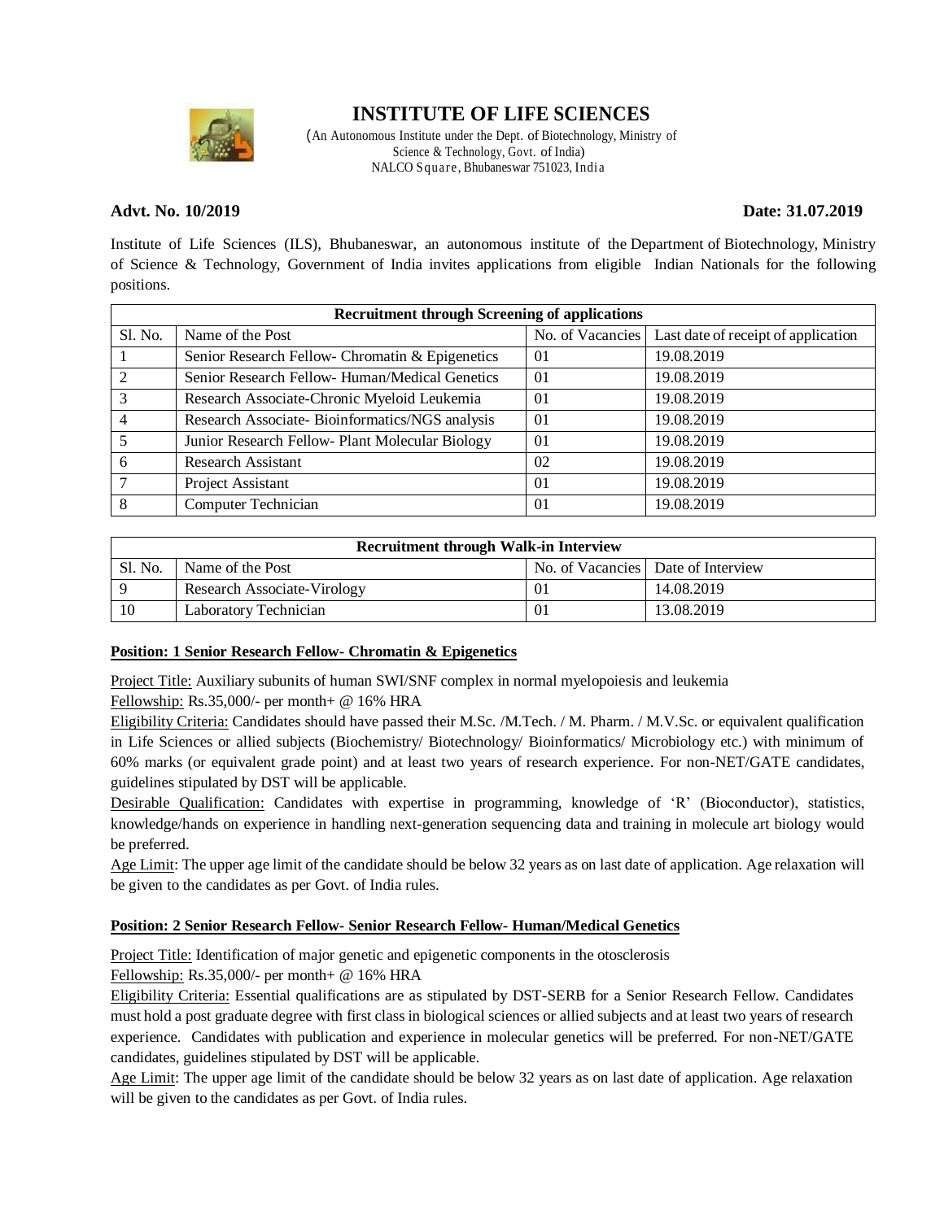# INSTITUTE OF LIFE SCIENCES

(An Autonomous Institute under the Dept. of Biotechnology, Ministry of Science & Technology, Govt. of India)
NALCO Square, Bhubaneswar 751023, India

**Advt. No. 10/2019** **Date: 31.07.2019**

Institute of Life Sciences (ILS), Bhubaneswar, an autonomous institute of the Department of Biotechnology, Ministry of Science & Technology, Government of India invites applications from eligible Indian Nationals for the following positions.

| **Recruitment through Screening of applications** | | | |
|---|---|---|---|
| Sl. No. | Name of the Post | No. of Vacancies | Last date of receipt of application |
| 1 | Senior Research Fellow- Chromatin & Epigenetics | 01 | 19.08.2019 |
| 2 | Senior Research Fellow- Human/Medical Genetics | 01 | 19.08.2019 |
| 3 | Research Associate-Chronic Myeloid Leukemia | 01 | 19.08.2019 |
| 4 | Research Associate- Bioinformatics/NGS analysis | 01 | 19.08.2019 |
| 5 | Junior Research Fellow- Plant Molecular Biology | 01 | 19.08.2019 |
| 6 | Research Assistant | 02 | 19.08.2019 |
| 7 | Project Assistant | 01 | 19.08.2019 |
| 8 | Computer Technician | 01 | 19.08.2019 |

| **Recruitment through Walk-in Interview** | | | |
|---|---|---|---|
| Sl. No. | Name of the Post | No. of Vacancies | Date of Interview |
| 9 | Research Associate-Virology | 01 | 14.08.2019 |
| 10 | Laboratory Technician | 01 | 13.08.2019 |

**Position: 1 Senior Research Fellow- Chromatin & Epigenetics**

Project Title: Auxiliary subunits of human SWI/SNF complex in normal myelopoiesis and leukemia

Fellowship: Rs.35,000/- per month+ @ 16% HRA

Eligibility Criteria: Candidates should have passed their M.Sc. /M.Tech. / M. Pharm. / M.V.Sc. or equivalent qualification in Life Sciences or allied subjects (Biochemistry/ Biotechnology/ Bioinformatics/ Microbiology etc.) with minimum of 60% marks (or equivalent grade point) and at least two years of research experience. For non-NET/GATE candidates, guidelines stipulated by DST will be applicable.

Desirable Qualification: Candidates with expertise in programming, knowledge of 'R' (Bioconductor), statistics, knowledge/hands on experience in handling next-generation sequencing data and training in molecule art biology would be preferred.

Age Limit: The upper age limit of the candidate should be below 32 years as on last date of application. Age relaxation will be given to the candidates as per Govt. of India rules.

**Position: 2 Senior Research Fellow- Senior Research Fellow- Human/Medical Genetics**

Project Title: Identification of major genetic and epigenetic components in the otosclerosis

Fellowship: Rs.35,000/- per month+ @ 16% HRA

Eligibility Criteria: Essential qualifications are as stipulated by DST-SERB for a Senior Research Fellow. Candidates must hold a post graduate degree with first class in biological sciences or allied subjects and at least two years of research experience. Candidates with publication and experience in molecular genetics will be preferred. For non-NET/GATE candidates, guidelines stipulated by DST will be applicable.

Age Limit: The upper age limit of the candidate should be below 32 years as on last date of application. Age relaxation will be given to the candidates as per Govt. of India rules.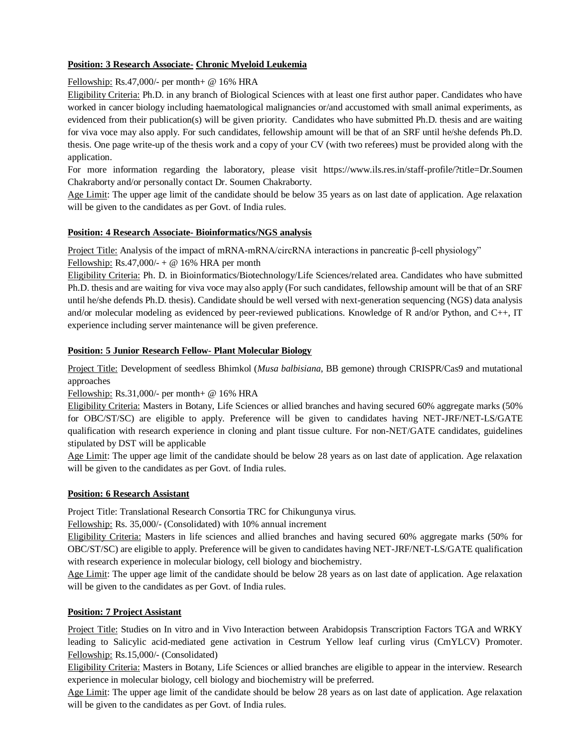**Position: 3 Research Associate- Chronic Myeloid Leukemia**

Fellowship: Rs.47,000/- per month+ @ 16% HRA

Eligibility Criteria: Ph.D. in any branch of Biological Sciences with at least one first author paper. Candidates who have worked in cancer biology including haematological malignancies or/and accustomed with small animal experiments, as evidenced from their publication(s) will be given priority. Candidates who have submitted Ph.D. thesis and are waiting for viva voce may also apply. For such candidates, fellowship amount will be that of an SRF until he/she defends Ph.D. thesis. One page write-up of the thesis work and a copy of your CV (with two referees) must be provided along with the application.

For more information regarding the laboratory, please visit https://www.ils.res.in/staff-profile/?title=Dr.Soumen Chakraborty and/or personally contact Dr. Soumen Chakraborty.

Age Limit: The upper age limit of the candidate should be below 35 years as on last date of application. Age relaxation will be given to the candidates as per Govt. of India rules.

**Position: 4 Research Associate- Bioinformatics/NGS analysis**

Project Title: Analysis of the impact of mRNA-mRNA/circRNA interactions in pancreatic β-cell physiology"

Fellowship: Rs.47,000/- + @ 16% HRA per month

Eligibility Criteria: Ph. D. in Bioinformatics/Biotechnology/Life Sciences/related area. Candidates who have submitted Ph.D. thesis and are waiting for viva voce may also apply (For such candidates, fellowship amount will be that of an SRF until he/she defends Ph.D. thesis). Candidate should be well versed with next-generation sequencing (NGS) data analysis and/or molecular modeling as evidenced by peer-reviewed publications. Knowledge of R and/or Python, and C++, IT experience including server maintenance will be given preference.

**Position: 5 Junior Research Fellow- Plant Molecular Biology**

Project Title: Development of seedless Bhimkol (*Musa balbisiana*, BB gemone) through CRISPR/Cas9 and mutational approaches

Fellowship: Rs.31,000/- per month+ @ 16% HRA

Eligibility Criteria: Masters in Botany, Life Sciences or allied branches and having secured 60% aggregate marks (50% for OBC/ST/SC) are eligible to apply. Preference will be given to candidates having NET-JRF/NET-LS/GATE qualification with research experience in cloning and plant tissue culture. For non-NET/GATE candidates, guidelines stipulated by DST will be applicable

Age Limit: The upper age limit of the candidate should be below 28 years as on last date of application. Age relaxation will be given to the candidates as per Govt. of India rules.

**Position: 6 Research Assistant**

Project Title: Translational Research Consortia TRC for Chikungunya virus.

Fellowship: Rs. 35,000/- (Consolidated) with 10% annual increment

Eligibility Criteria: Masters in life sciences and allied branches and having secured 60% aggregate marks (50% for OBC/ST/SC) are eligible to apply. Preference will be given to candidates having NET-JRF/NET-LS/GATE qualification with research experience in molecular biology, cell biology and biochemistry.

Age Limit: The upper age limit of the candidate should be below 28 years as on last date of application. Age relaxation will be given to the candidates as per Govt. of India rules.

**Position: 7 Project Assistant**

Project Title: Studies on In vitro and in Vivo Interaction between Arabidopsis Transcription Factors TGA and WRKY leading to Salicylic acid-mediated gene activation in Cestrum Yellow leaf curling virus (CmYLCV) Promoter.

Fellowship: Rs.15,000/- (Consolidated)

Eligibility Criteria: Masters in Botany, Life Sciences or allied branches are eligible to appear in the interview. Research experience in molecular biology, cell biology and biochemistry will be preferred.

Age Limit: The upper age limit of the candidate should be below 28 years as on last date of application. Age relaxation will be given to the candidates as per Govt. of India rules.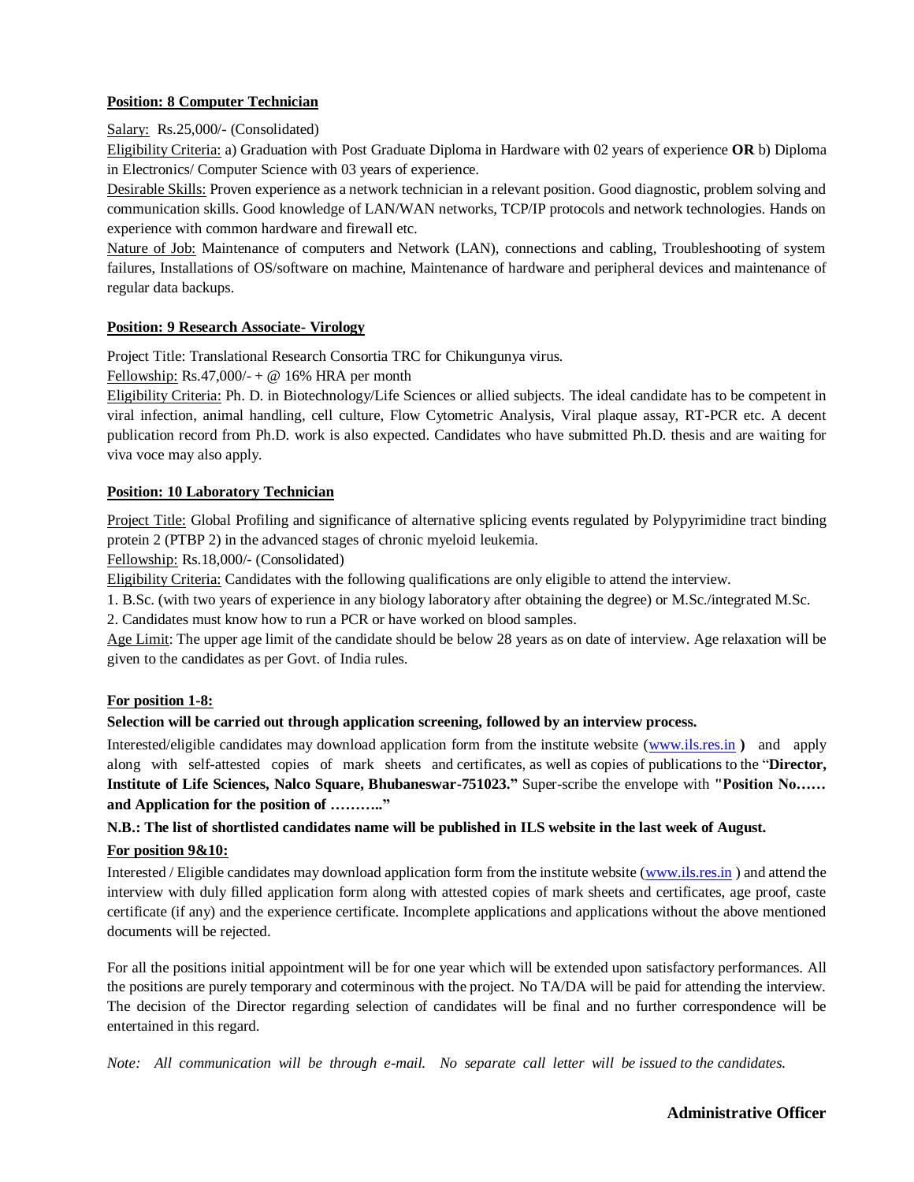**<u>Position: 8 Computer Technician</u>**

<u>Salary:</u> Rs.25,000/- (Consolidated)

<u>Eligibility Criteria:</u> a) Graduation with Post Graduate Diploma in Hardware with 02 years of experience **OR** b) Diploma in Electronics/ Computer Science with 03 years of experience.

<u>Desirable Skills:</u> Proven experience as a network technician in a relevant position. Good diagnostic, problem solving and communication skills. Good knowledge of LAN/WAN networks, TCP/IP protocols and network technologies. Hands on experience with common hardware and firewall etc.

<u>Nature of Job:</u> Maintenance of computers and Network (LAN), connections and cabling, Troubleshooting of system failures, Installations of OS/software on machine, Maintenance of hardware and peripheral devices and maintenance of regular data backups.

**<u>Position: 9 Research Associate- Virology</u>**

Project Title: Translational Research Consortia TRC for Chikungunya virus.

<u>Fellowship:</u> Rs.47,000/- + @ 16% HRA per month

<u>Eligibility Criteria:</u> Ph. D. in Biotechnology/Life Sciences or allied subjects. The ideal candidate has to be competent in viral infection, animal handling, cell culture, Flow Cytometric Analysis, Viral plaque assay, RT-PCR etc. A decent publication record from Ph.D. work is also expected. Candidates who have submitted Ph.D. thesis and are waiting for viva voce may also apply.

**<u>Position: 10 Laboratory Technician</u>**

<u>Project Title:</u> Global Profiling and significance of alternative splicing events regulated by Polypyrimidine tract binding protein 2 (PTBP 2) in the advanced stages of chronic myeloid leukemia.

<u>Fellowship:</u> Rs.18,000/- (Consolidated)

<u>Eligibility Criteria:</u> Candidates with the following qualifications are only eligible to attend the interview.

1. B.Sc. (with two years of experience in any biology laboratory after obtaining the degree) or M.Sc./integrated M.Sc.
2. Candidates must know how to run a PCR or have worked on blood samples.

<u>Age Limit</u>: The upper age limit of the candidate should be below 28 years as on date of interview. Age relaxation will be given to the candidates as per Govt. of India rules.

**<u>For position 1-8:</u>**

**Selection will be carried out through application screening, followed by an interview process.**

Interested/eligible candidates may download application form from the institute website (www.ils.res.in **)** and apply along with self-attested copies of mark sheets and certificates, as well as copies of publications to the "**Director, Institute of Life Sciences, Nalco Square, Bhubaneswar-751023."** Super-scribe the envelope with **"Position No…… and Application for the position of ……….."**

**N.B.: The list of shortlisted candidates name will be published in ILS website in the last week of August.**

**<u>For position 9&10:</u>**

Interested / Eligible candidates may download application form from the institute website (www.ils.res.in ) and attend the interview with duly filled application form along with attested copies of mark sheets and certificates, age proof, caste certificate (if any) and the experience certificate. Incomplete applications and applications without the above mentioned documents will be rejected.

For all the positions initial appointment will be for one year which will be extended upon satisfactory performances. All the positions are purely temporary and coterminous with the project. No TA/DA will be paid for attending the interview. The decision of the Director regarding selection of candidates will be final and no further correspondence will be entertained in this regard.

*Note: All communication will be through e-mail. No separate call letter will be issued to the candidates.*

**Administrative Officer**